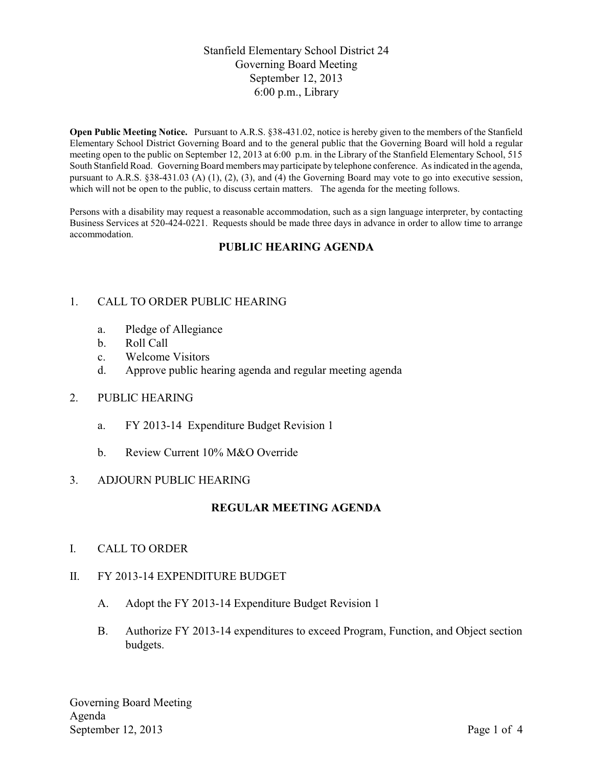# Stanfield Elementary School District 24
## Governing Board Meeting
## September 12, 2013
## 6:00 p.m., Library

**Open Public Meeting Notice.** Pursuant to A.R.S. §38-431.02, notice is hereby given to the members of the Stanfield Elementary School District Governing Board and to the general public that the Governing Board will hold a regular meeting open to the public on September 12, 2013 at 6:00 p.m. in the Library of the Stanfield Elementary School, 515 South Stanfield Road. Governing Board members may participate by telephone conference. As indicated in the agenda, pursuant to A.R.S. §38-431.03 (A) (1), (2), (3), and (4) the Governing Board may vote to go into executive session, which will not be open to the public, to discuss certain matters. The agenda for the meeting follows.

Persons with a disability may request a reasonable accommodation, such as a sign language interpreter, by contacting Business Services at 520-424-0221. Requests should be made three days in advance in order to allow time to arrange accommodation.

## PUBLIC HEARING AGENDA

1. CALL TO ORDER PUBLIC HEARING
   - a. Pledge of Allegiance
   - b. Roll Call
   - c. Welcome Visitors
   - d. Approve public hearing agenda and regular meeting agenda

2. PUBLIC HEARING
   - a. FY 2013-14 Expenditure Budget Revision 1
   - b. Review Current 10% M&O Override

3. ADJOURN PUBLIC HEARING

## REGULAR MEETING AGENDA

I. CALL TO ORDER

II. FY 2013-14 EXPENDITURE BUDGET

   A. Adopt the FY 2013-14 Expenditure Budget Revision 1

   B. Authorize FY 2013-14 expenditures to exceed Program, Function, and Object section budgets.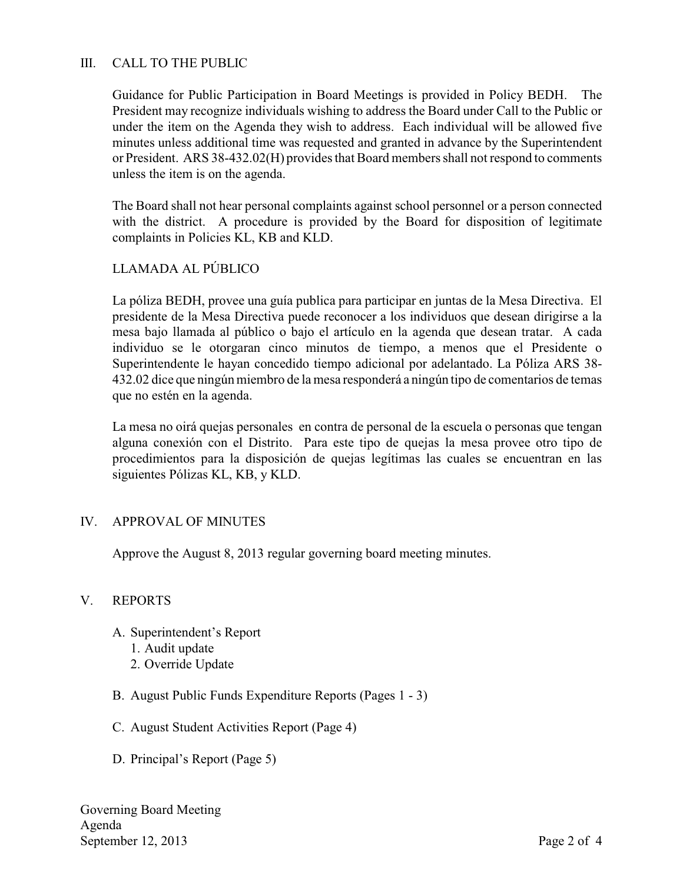## III. CALL TO THE PUBLIC

Guidance for Public Participation in Board Meetings is provided in Policy BEDH. The President may recognize individuals wishing to address the Board under Call to the Public or under the item on the Agenda they wish to address. Each individual will be allowed five minutes unless additional time was requested and granted in advance by the Superintendent or President. ARS 38-432.02(H) provides that Board members shall not respond to comments unless the item is on the agenda.

The Board shall not hear personal complaints against school personnel or a person connected with the district. A procedure is provided by the Board for disposition of legitimate complaints in Policies KL, KB and KLD.

### LLAMADA AL PÚBLICO

La póliza BEDH, provee una guía publica para participar en juntas de la Mesa Directiva. El presidente de la Mesa Directiva puede reconocer a los individuos que desean dirigirse a la mesa bajo llamada al público o bajo el artículo en la agenda que desean tratar. A cada individuo se le otorgaran cinco minutos de tiempo, a menos que el Presidente o Superintendente le hayan concedido tiempo adicional por adelantado. La Póliza ARS 38-432.02 dice que ningún miembro de la mesa responderá a ningún tipo de comentarios de temas que no estén en la agenda.

La mesa no oirá quejas personales en contra de personal de la escuela o personas que tengan alguna conexión con el Distrito. Para este tipo de quejas la mesa provee otro tipo de procedimientos para la disposición de quejas legítimas las cuales se encuentran en las siguientes Pólizas KL, KB, y KLD.

## IV. APPROVAL OF MINUTES

Approve the August 8, 2013 regular governing board meeting minutes.

## V. REPORTS

A. Superintendent's Report
   1. Audit update
   2. Override Update

B. August Public Funds Expenditure Reports (Pages 1 - 3)

C. August Student Activities Report (Page 4)

D. Principal's Report (Page 5)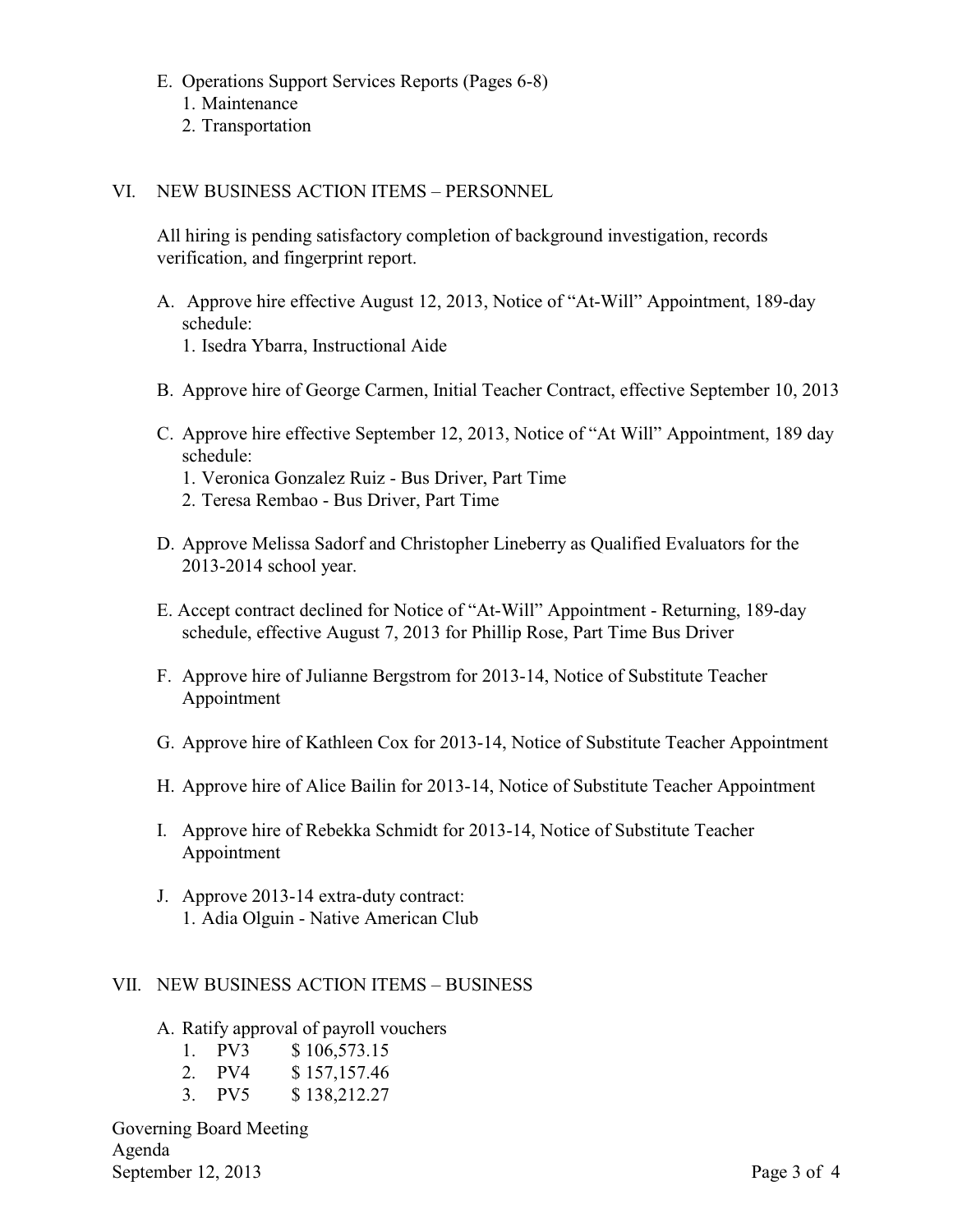E. Operations Support Services Reports (Pages 6-8)
   1. Maintenance
   2. Transportation

## VI. NEW BUSINESS ACTION ITEMS – PERSONNEL

All hiring is pending satisfactory completion of background investigation, records verification, and fingerprint report.

A. Approve hire effective August 12, 2013, Notice of "At-Will" Appointment, 189-day schedule:
   1. Isedra Ybarra, Instructional Aide

B. Approve hire of George Carmen, Initial Teacher Contract, effective September 10, 2013

C. Approve hire effective September 12, 2013, Notice of "At Will" Appointment, 189 day schedule:
   1. Veronica Gonzalez Ruiz - Bus Driver, Part Time
   2. Teresa Rembao - Bus Driver, Part Time

D. Approve Melissa Sadorf and Christopher Lineberry as Qualified Evaluators for the 2013-2014 school year.

E. Accept contract declined for Notice of "At-Will" Appointment - Returning, 189-day schedule, effective August 7, 2013 for Phillip Rose, Part Time Bus Driver

F. Approve hire of Julianne Bergstrom for 2013-14, Notice of Substitute Teacher Appointment

G. Approve hire of Kathleen Cox for 2013-14, Notice of Substitute Teacher Appointment

H. Approve hire of Alice Bailin for 2013-14, Notice of Substitute Teacher Appointment

I. Approve hire of Rebekka Schmidt for 2013-14, Notice of Substitute Teacher Appointment

J. Approve 2013-14 extra-duty contract:
   1. Adia Olguin - Native American Club

## VII. NEW BUSINESS ACTION ITEMS – BUSINESS

A. Ratify approval of payroll vouchers
   1. PV3 $ 106,573.15
   2. PV4 $ 157,157.46
   3. PV5 $ 138,212.27

Governing Board Meeting
Agenda
September 12, 2013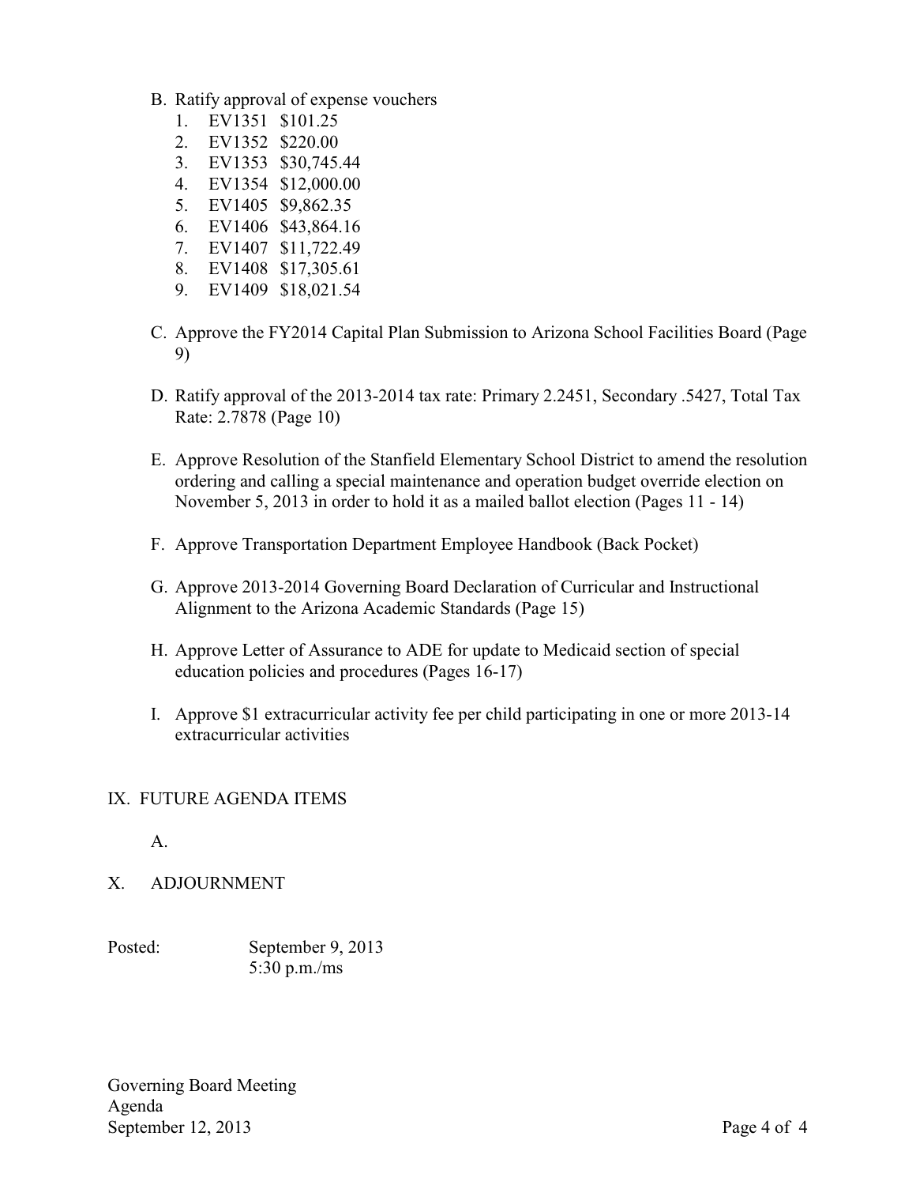B. Ratify approval of expense vouchers
   1. EV1351 $101.25
   2. EV1352 $220.00
   3. EV1353 $30,745.44
   4. EV1354 $12,000.00
   5. EV1405 $9,862.35
   6. EV1406 $43,864.16
   7. EV1407 $11,722.49
   8. EV1408 $17,305.61
   9. EV1409 $18,021.54

C. Approve the FY2014 Capital Plan Submission to Arizona School Facilities Board (Page 9)

D. Ratify approval of the 2013-2014 tax rate: Primary 2.2451, Secondary .5427, Total Tax Rate: 2.7878 (Page 10)

E. Approve Resolution of the Stanfield Elementary School District to amend the resolution ordering and calling a special maintenance and operation budget override election on November 5, 2013 in order to hold it as a mailed ballot election (Pages 11 - 14)

F. Approve Transportation Department Employee Handbook (Back Pocket)

G. Approve 2013-2014 Governing Board Declaration of Curricular and Instructional Alignment to the Arizona Academic Standards (Page 15)

H. Approve Letter of Assurance to ADE for update to Medicaid section of special education policies and procedures (Pages 16-17)

I. Approve $1 extracurricular activity fee per child participating in one or more 2013-14 extracurricular activities

IX. FUTURE AGENDA ITEMS

A.

X. ADJOURNMENT

Posted: September 9, 2013
5:30 p.m./ms

Governing Board Meeting
Agenda
September 12, 2013